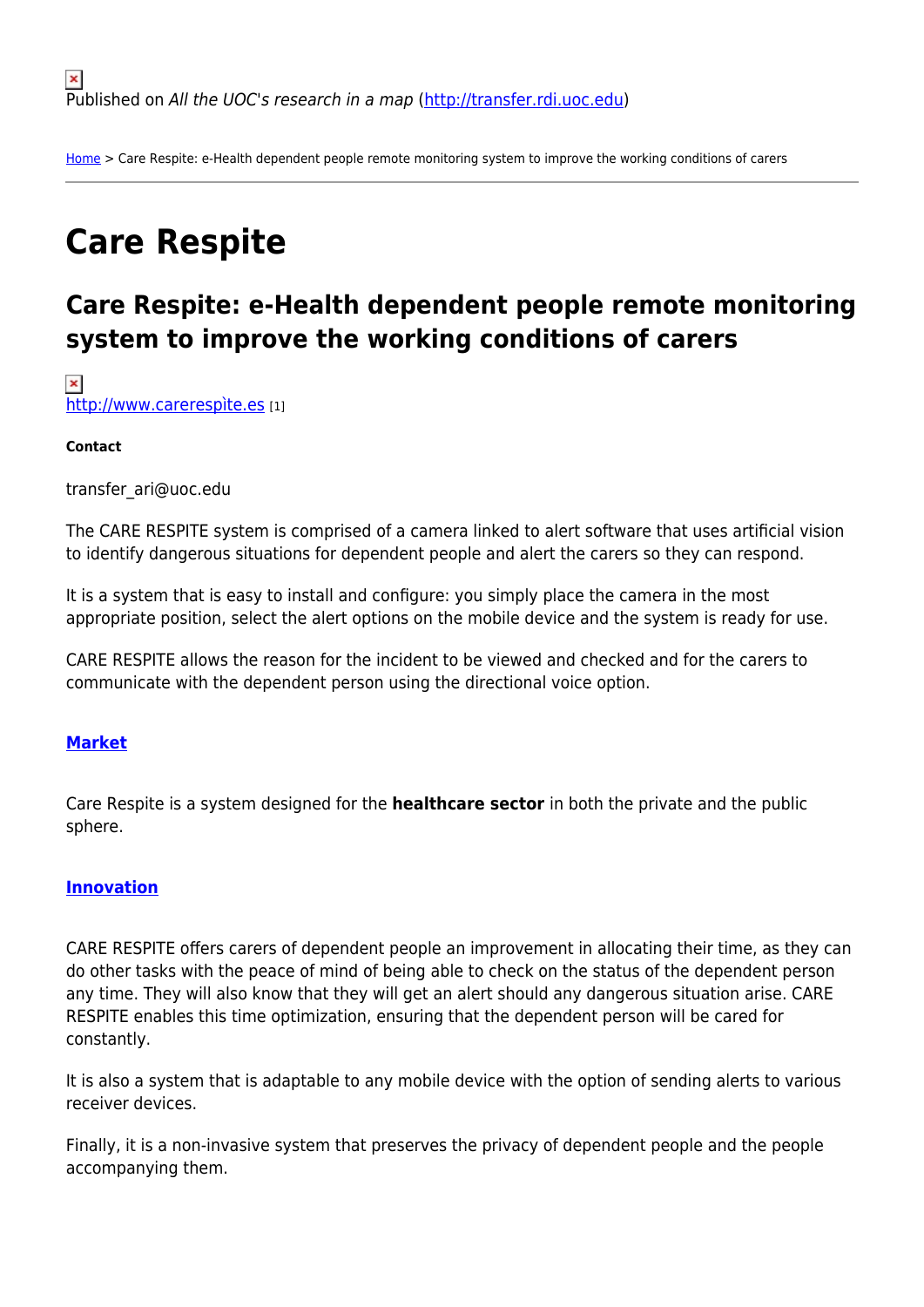Published on *All the UOC's research in a map* (http://transfer.rdi.uoc.edu)

Home > Care Respite: e-Health dependent people remote monitoring system to improve the working conditions of carers

# Care Respite

## Care Respite: e-Health dependent people remote monitoring system to improve the working conditions of carers

http://www.carerespìte.es [1]

**Contact**

transfer_ari@uoc.edu

The CARE RESPITE system is comprised of a camera linked to alert software that uses artificial vision to identify dangerous situations for dependent people and alert the carers so they can respond.

It is a system that is easy to install and configure: you simply place the camera in the most appropriate position, select the alert options on the mobile device and the system is ready for use.

CARE RESPITE allows the reason for the incident to be viewed and checked and for the carers to communicate with the dependent person using the directional voice option.

### Market

Care Respite is a system designed for the **healthcare sector** in both the private and the public sphere.

### Innovation

CARE RESPITE offers carers of dependent people an improvement in allocating their time, as they can do other tasks with the peace of mind of being able to check on the status of the dependent person any time. They will also know that they will get an alert should any dangerous situation arise. CARE RESPITE enables this time optimization, ensuring that the dependent person will be cared for constantly.

It is also a system that is adaptable to any mobile device with the option of sending alerts to various receiver devices.

Finally, it is a non-invasive system that preserves the privacy of dependent people and the people accompanying them.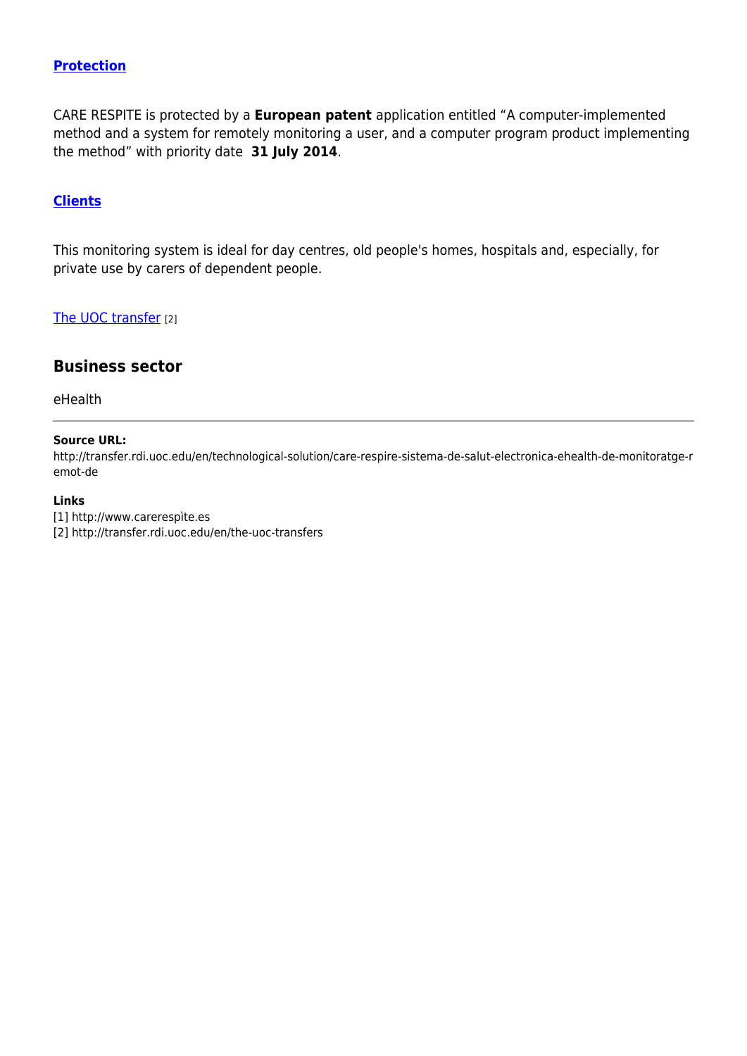**Protection**

CARE RESPITE is protected by a **European patent** application entitled “A computer-implemented method and a system for remotely monitoring a user, and a computer program product implementing the method” with priority date **31 July 2014**.

**Clients**

This monitoring system is ideal for day centres, old people's homes, hospitals and, especially, for private use by carers of dependent people.

The UOC transfer [2]

## Business sector

eHealth

**Source URL:**
http://transfer.rdi.uoc.edu/en/technological-solution/care-respire-sistema-de-salut-electronica-ehealth-de-monitoratge-remot-de

**Links**
[1] http://www.carerespìte.es
[2] http://transfer.rdi.uoc.edu/en/the-uoc-transfers